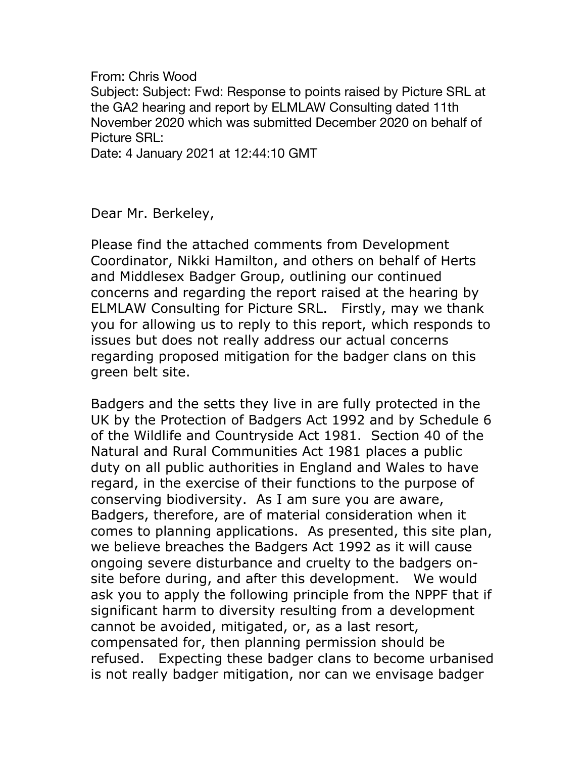From: Chris Wood
Subject: Subject: Fwd: Response to points raised by Picture SRL at the GA2 hearing and report by ELMLAW Consulting dated 11th November 2020 which was submitted December 2020 on behalf of Picture SRL:
Date: 4 January 2021 at 12:44:10 GMT

Dear Mr. Berkeley,

Please find the attached comments from Development Coordinator, Nikki Hamilton, and others on behalf of Herts and Middlesex Badger Group, outlining our continued concerns and regarding the report raised at the hearing by ELMLAW Consulting for Picture SRL. Firstly, may we thank you for allowing us to reply to this report, which responds to issues but does not really address our actual concerns regarding proposed mitigation for the badger clans on this green belt site.

Badgers and the setts they live in are fully protected in the UK by the Protection of Badgers Act 1992 and by Schedule 6 of the Wildlife and Countryside Act 1981. Section 40 of the Natural and Rural Communities Act 1981 places a public duty on all public authorities in England and Wales to have regard, in the exercise of their functions to the purpose of conserving biodiversity. As I am sure you are aware, Badgers, therefore, are of material consideration when it comes to planning applications. As presented, this site plan, we believe breaches the Badgers Act 1992 as it will cause ongoing severe disturbance and cruelty to the badgers on-site before during, and after this development. We would ask you to apply the following principle from the NPPF that if significant harm to diversity resulting from a development cannot be avoided, mitigated, or, as a last resort, compensated for, then planning permission should be refused. Expecting these badger clans to become urbanised is not really badger mitigation, nor can we envisage badger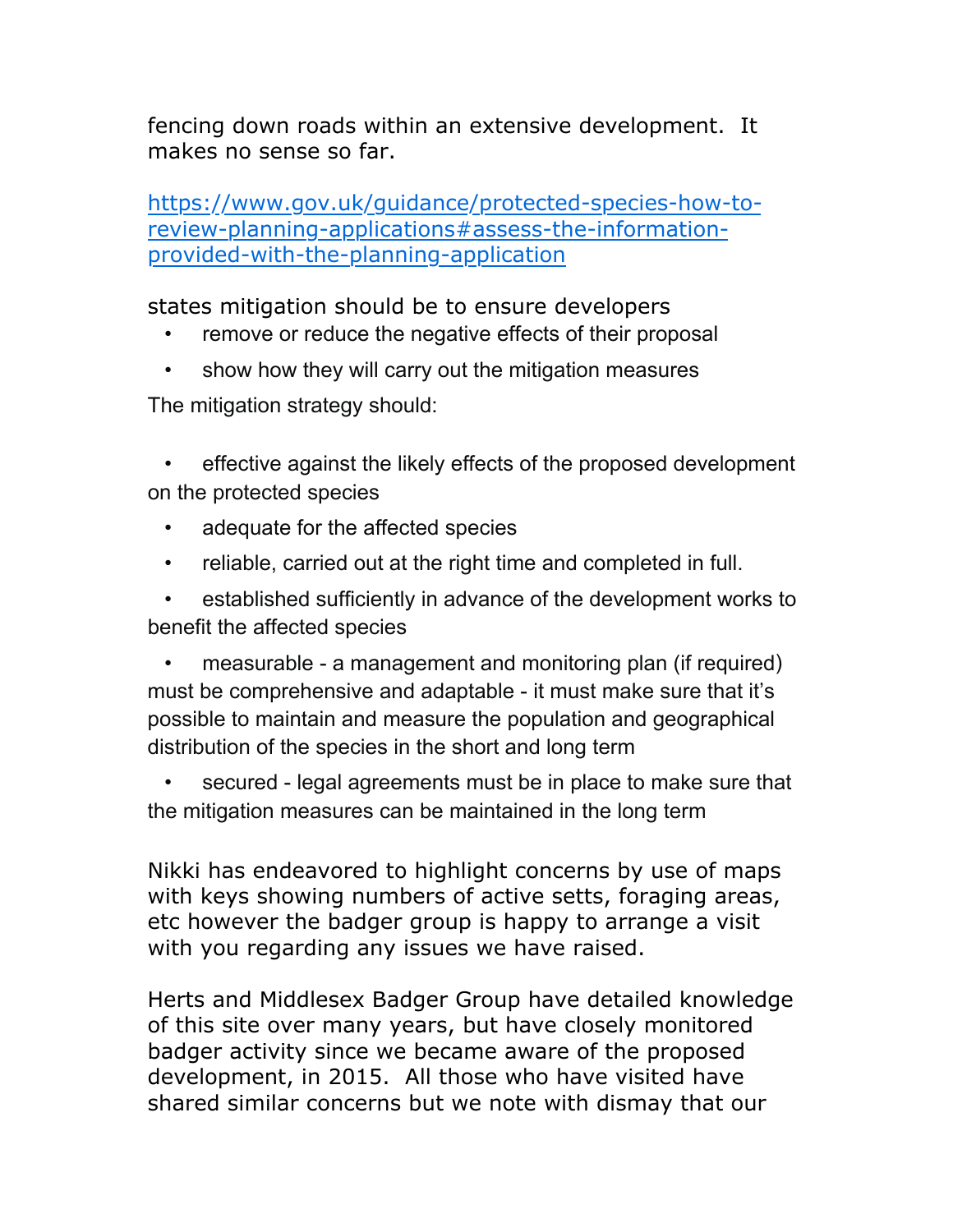fencing down roads within an extensive development. It makes no sense so far.

[https://www.gov.uk/guidance/protected-species-how-to-review-planning-applications#assess-the-information-provided-with-the-planning-application](https://www.gov.uk/guidance/protected-species-how-to-review-planning-applications#assess-the-information-provided-with-the-planning-application)

states mitigation should be to ensure developers

- remove or reduce the negative effects of their proposal
- show how they will carry out the mitigation measures

The mitigation strategy should:

- effective against the likely effects of the proposed development on the protected species
- adequate for the affected species
- reliable, carried out at the right time and completed in full.
- established sufficiently in advance of the development works to benefit the affected species
- measurable - a management and monitoring plan (if required) must be comprehensive and adaptable - it must make sure that it's possible to maintain and measure the population and geographical distribution of the species in the short and long term
- secured - legal agreements must be in place to make sure that the mitigation measures can be maintained in the long term

Nikki has endeavored to highlight concerns by use of maps with keys showing numbers of active setts, foraging areas, etc however the badger group is happy to arrange a visit with you regarding any issues we have raised.

Herts and Middlesex Badger Group have detailed knowledge of this site over many years, but have closely monitored badger activity since we became aware of the proposed development, in 2015. All those who have visited have shared similar concerns but we note with dismay that our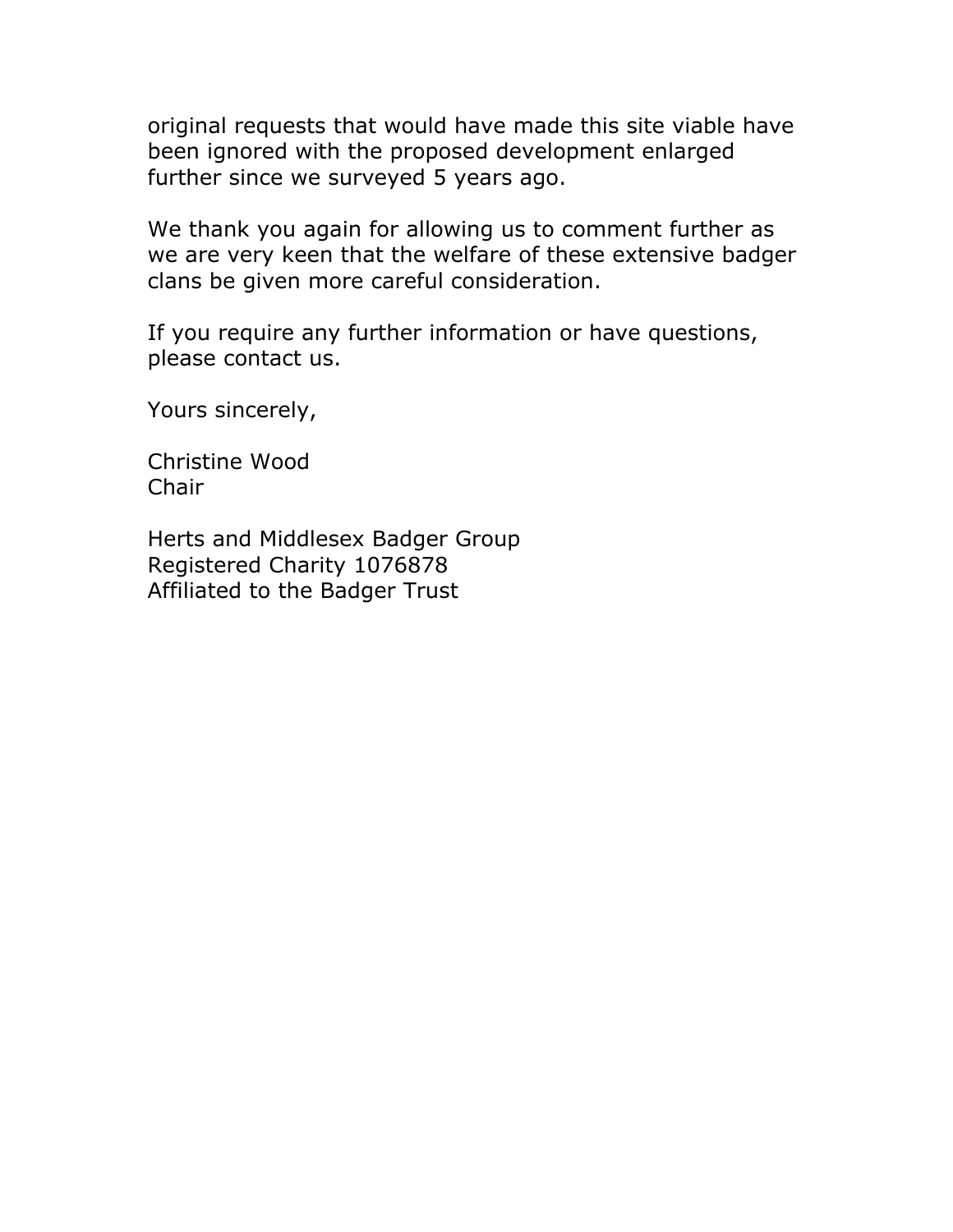original requests that would have made this site viable have been ignored with the proposed development enlarged further since we surveyed 5 years ago.

We thank you again for allowing us to comment further as we are very keen that the welfare of these extensive badger clans be given more careful consideration.

If you require any further information or have questions, please contact us.

Yours sincerely,

Christine Wood
Chair

Herts and Middlesex Badger Group
Registered Charity 1076878
Affiliated to the Badger Trust